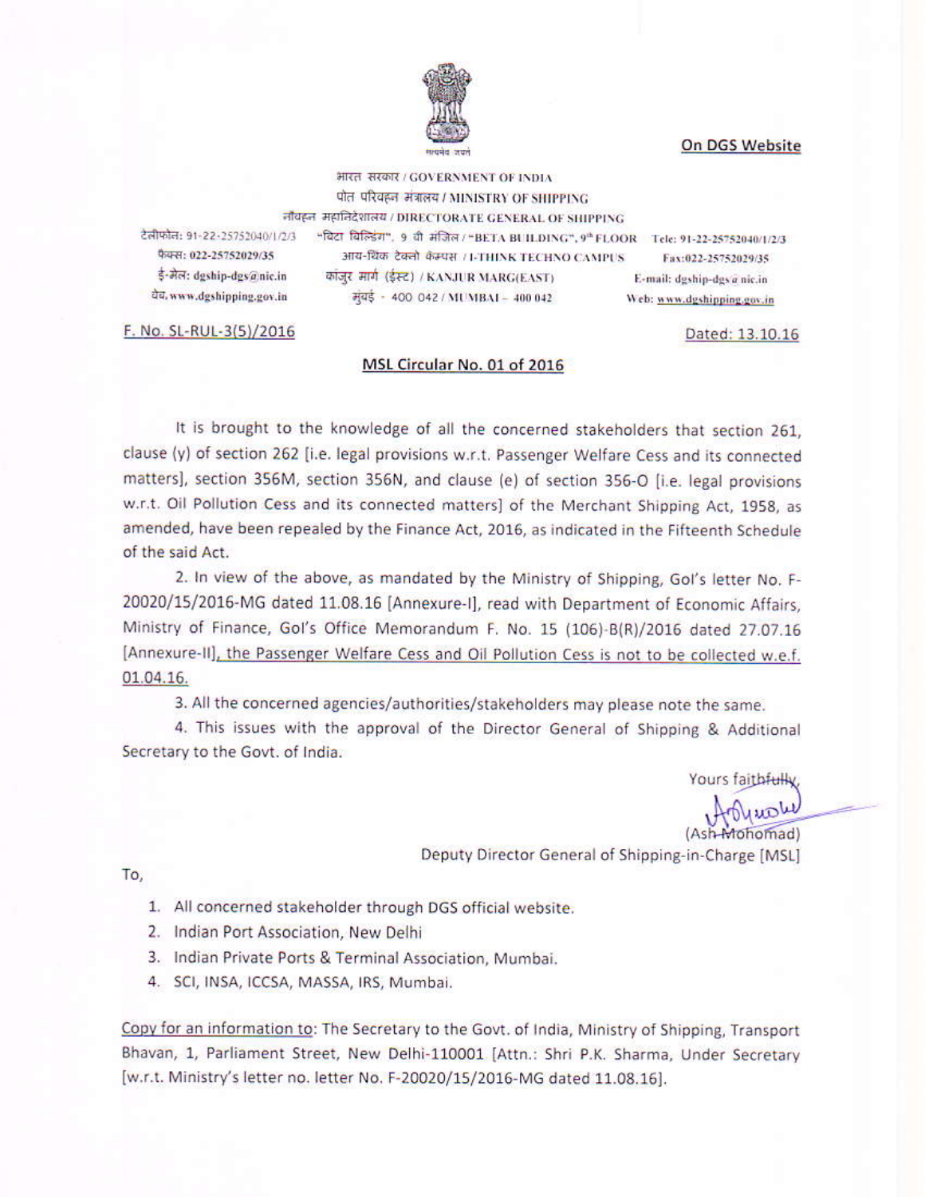On DGS Website

सत्यमेव जयते

भारत सरकार / GOVERNMENT OF INDIA
पोत परिवहन मंत्रालय / MINISTRY OF SHIPPING
नौवहन महानिदेशालय / DIRECTORATE GENERAL OF SHIPPING

| | | |
|---|---|---|
| टेलीफोन: 91-22-25752040/1/2/3 | "बिटा बिल्डिंग", 9 वी मंजिल / "BETA BUILDING", 9th FLOOR | Tele: 91-22-25752040/1/2/3 |
| फैक्स: 022-25752029/35 | आय-थिंक टेक्नो कैम्पस / I-THINK TECHNO CAMPUS | Fax:022-25752029/35 |
| ई-मेल: dgship-dgs@nic.in | कांजुर मार्ग (ईस्ट) / KANJUR MARG(EAST) | E-mail: dgship-dgs@nic.in |
| वेब: www.dgshipping.gov.in | मुंबई - 400 042 / MUMBAI - 400 042 | Web: www.dgshipping.gov.in |

F. No. SL-RUL-3(5)/2016

Dated: 13.10.16

## MSL Circular No. 01 of 2016

It is brought to the knowledge of all the concerned stakeholders that section 261, clause (y) of section 262 [i.e. legal provisions w.r.t. Passenger Welfare Cess and its connected matters], section 356M, section 356N, and clause (e) of section 356-O [i.e. legal provisions w.r.t. Oil Pollution Cess and its connected matters] of the Merchant Shipping Act, 1958, as amended, have been repealed by the Finance Act, 2016, as indicated in the Fifteenth Schedule of the said Act.

2. In view of the above, as mandated by the Ministry of Shipping, GoI's letter No. F-20020/15/2016-MG dated 11.08.16 [Annexure-I], read with Department of Economic Affairs, Ministry of Finance, GoI's Office Memorandum F. No. 15 (106)-B(R)/2016 dated 27.07.16 [Annexure-II], the Passenger Welfare Cess and Oil Pollution Cess is not to be collected w.e.f. 01.04.16.

3. All the concerned agencies/authorities/stakeholders may please note the same.

4. This issues with the approval of the Director General of Shipping & Additional Secretary to the Govt. of India.

Yours faithfully,

(Ash Mohomad)
Deputy Director General of Shipping-in-Charge [MSL]

To,

1. All concerned stakeholder through DGS official website.
2. Indian Port Association, New Delhi
3. Indian Private Ports & Terminal Association, Mumbai.
4. SCI, INSA, ICCSA, MASSA, IRS, Mumbai.

Copy for an information to: The Secretary to the Govt. of India, Ministry of Shipping, Transport Bhavan, 1, Parliament Street, New Delhi-110001 [Attn.: Shri P.K. Sharma, Under Secretary [w.r.t. Ministry's letter no. letter No. F-20020/15/2016-MG dated 11.08.16].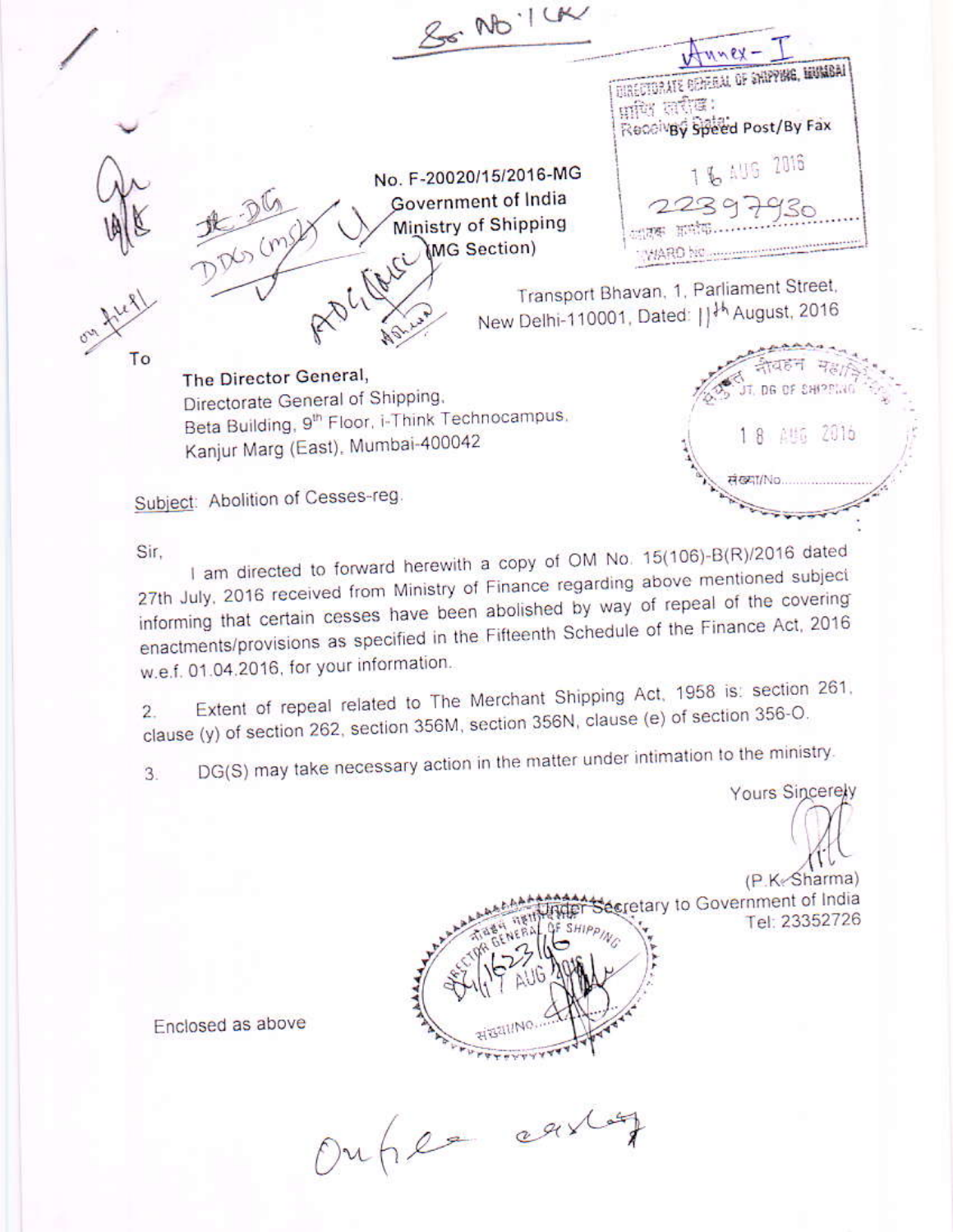Sr. No. 1(K)

Annex – I

DIRECTORATE GENERAL OF SHIPPING, MUMBAI
Received Date: By Speed Post/By Fax
16 AUG 2016
22397930

No. F-20020/15/2016-MG
Government of India
Ministry of Shipping
(MG Section)

Transport Bhavan, 1, Parliament Street,
New Delhi-110001, Dated: 11th August, 2016

To

The Director General,
Directorate General of Shipping,
Beta Building, 9th Floor, i-Think Technocampus,
Kanjur Marg (East), Mumbai-400042

Subject: Abolition of Cesses-reg.

Sir,

I am directed to forward herewith a copy of OM No. 15(106)-B(R)/2016 dated 27th July, 2016 received from Ministry of Finance regarding above mentioned subject informing that certain cesses have been abolished by way of repeal of the covering enactments/provisions as specified in the Fifteenth Schedule of the Finance Act, 2016 w.e.f. 01.04.2016, for your information.

2. Extent of repeal related to The Merchant Shipping Act, 1958 is: section 261, clause (y) of section 262, section 356M, section 356N, clause (e) of section 356-O.

3. DG(S) may take necessary action in the matter under intimation to the ministry.

Yours Sincerely

(P.K. Sharma)
Under Secretary to Government of India
Tel: 23352726

Enclosed as above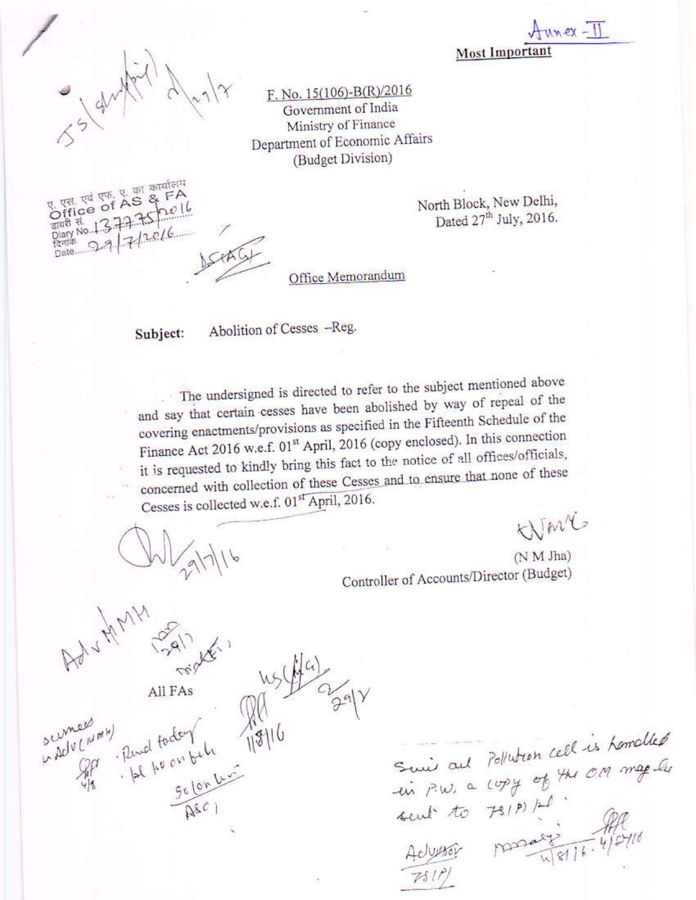Annex - II

**Most Important**

F. No. 15(106)-B(R)/2016
Government of India
Ministry of Finance
Department of Economic Affairs
(Budget Division)

ए. एस. एवं एफ. ए. का कार्यालय
Office of AS & FA
डायरी सं.
Diary No. 1377/75/2016
दिनांक
Date 29/7/2016

North Block, New Delhi,
Dated 27th July, 2016.

Office Memorandum

**Subject:** Abolition of Cesses –Reg.

The undersigned is directed to refer to the subject mentioned above and say that certain cesses have been abolished by way of repeal of the covering enactments/provisions as specified in the Fifteenth Schedule of the Finance Act 2016 w.e.f. 01st April, 2016 (copy enclosed). In this connection it is requested to kindly bring this fact to the notice of all offices/officials, concerned with collection of these Cesses and to ensure that none of these Cesses is collected w.e.f. 01st April, 2016.

(N M Jha)
Controller of Accounts/Director (Budget)

All FAs

Since all Pollution cell is handled in P.W, a copy of the OM may be sent to TS(P) pl.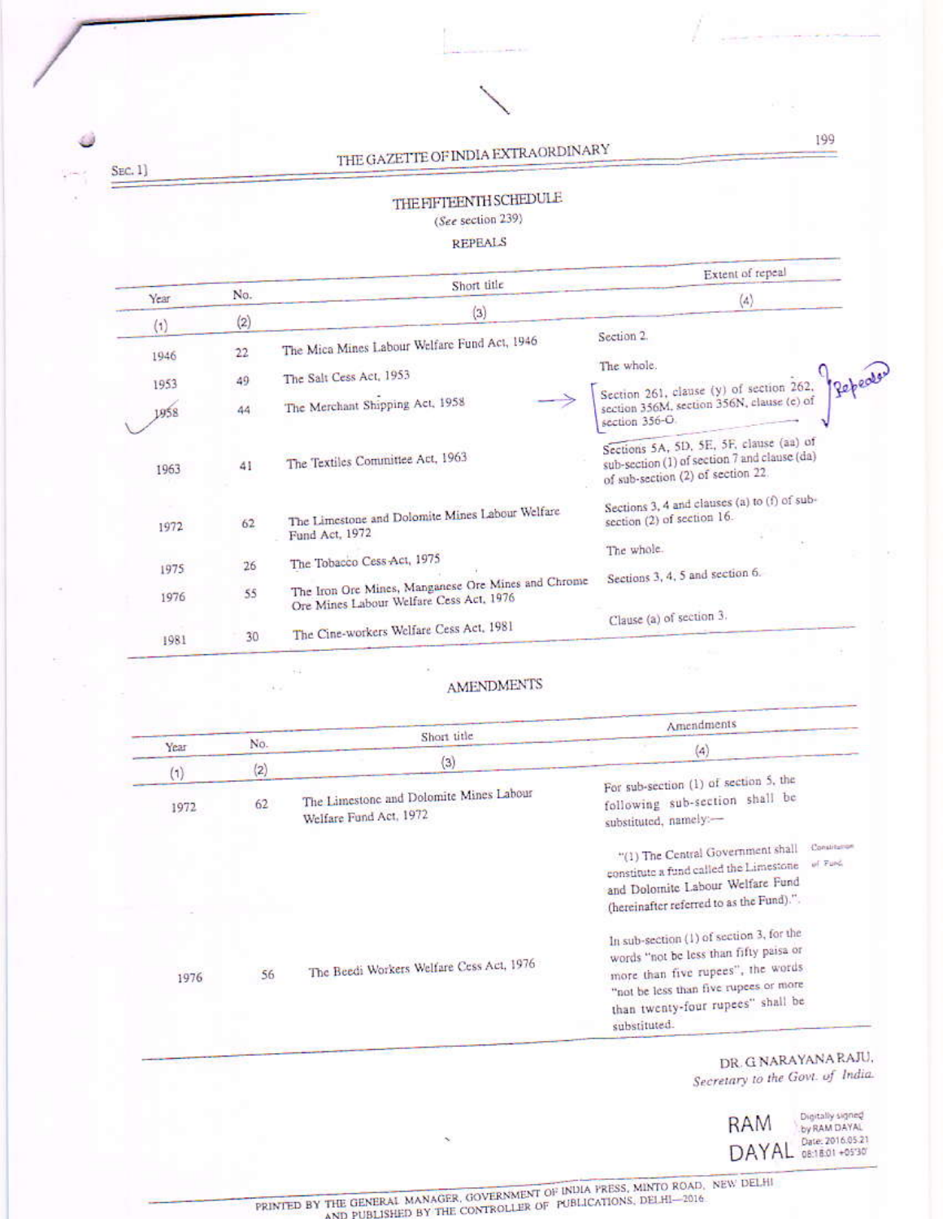## THE FIFTEENTH SCHEDULE

*(See section 239)*

### REPEALS

| Year | No. | Short title | Extent of repeal |
|---|---|---|---|
| (1) | (2) | (3) | (4) |
| 1946 | 22 | The Mica Mines Labour Welfare Fund Act, 1946 | Section 2. |
| 1953 | 49 | The Salt Cess Act, 1953 | The whole. |
| 1958 | 44 | The Merchant Shipping Act, 1958 | Section 261, clause (y) of section 262, section 356M, section 356N, clause (c) of section 356-O. |
| 1963 | 41 | The Textiles Committee Act, 1963 | Sections 5A, 5D, 5E, 5F, clause (aa) of sub-section (1) of section 7 and clause (da) of sub-section (2) of section 22. |
| 1972 | 62 | The Limestone and Dolomite Mines Labour Welfare Fund Act, 1972 | Sections 3, 4 and clauses (a) to (f) of sub-section (2) of section 16. |
| 1975 | 26 | The Tobacco Cess Act, 1975 | The whole. |
| 1976 | 55 | The Iron Ore Mines, Manganese Ore Mines and Chrome Ore Mines Labour Welfare Cess Act, 1976 | Sections 3, 4, 5 and section 6. |
| 1981 | 30 | The Cine-workers Welfare Cess Act, 1981 | Clause (a) of section 3. |

### AMENDMENTS

| Year | No. | Short title | Amendments |
|---|---|---|---|
| (1) | (2) | (3) | (4) |
| 1972 | 62 | The Limestone and Dolomite Mines Labour Welfare Fund Act, 1972 | For sub-section (1) of section 5, the following sub-section shall be substituted, namely:— "(1) The Central Government shall constitute a fund called the Limestone and Dolomite Labour Welfare Fund (hereinafter referred to as the Fund).". *(Constitution of Fund.)* |
| 1976 | 56 | The Beedi Workers Welfare Cess Act, 1976 | In sub-section (1) of section 3, for the words "not be less than fifty paisa or more than five rupees", the words "not be less than five rupees or more than twenty-four rupees" shall be substituted. |

DR. G NARAYANA RAJU,
*Secretary to the Govt. of India.*

PRINTED BY THE GENERAL MANAGER, GOVERNMENT OF INDIA PRESS, MINTO ROAD, NEW DELHI AND PUBLISHED BY THE CONTROLLER OF PUBLICATIONS, DELHI—2016.